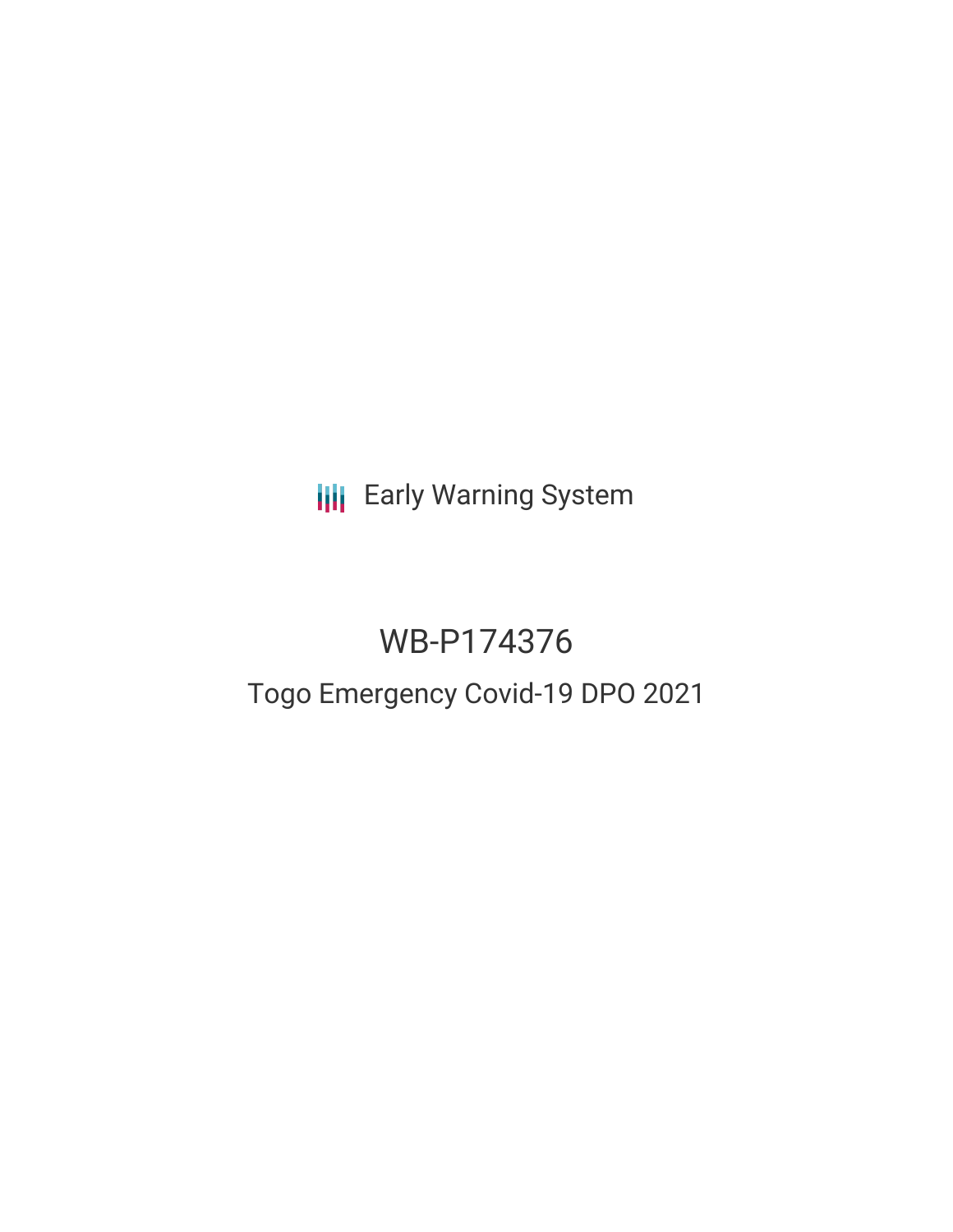Early Warning System

# WB-P174376

## Togo Emergency Covid-19 DPO 2021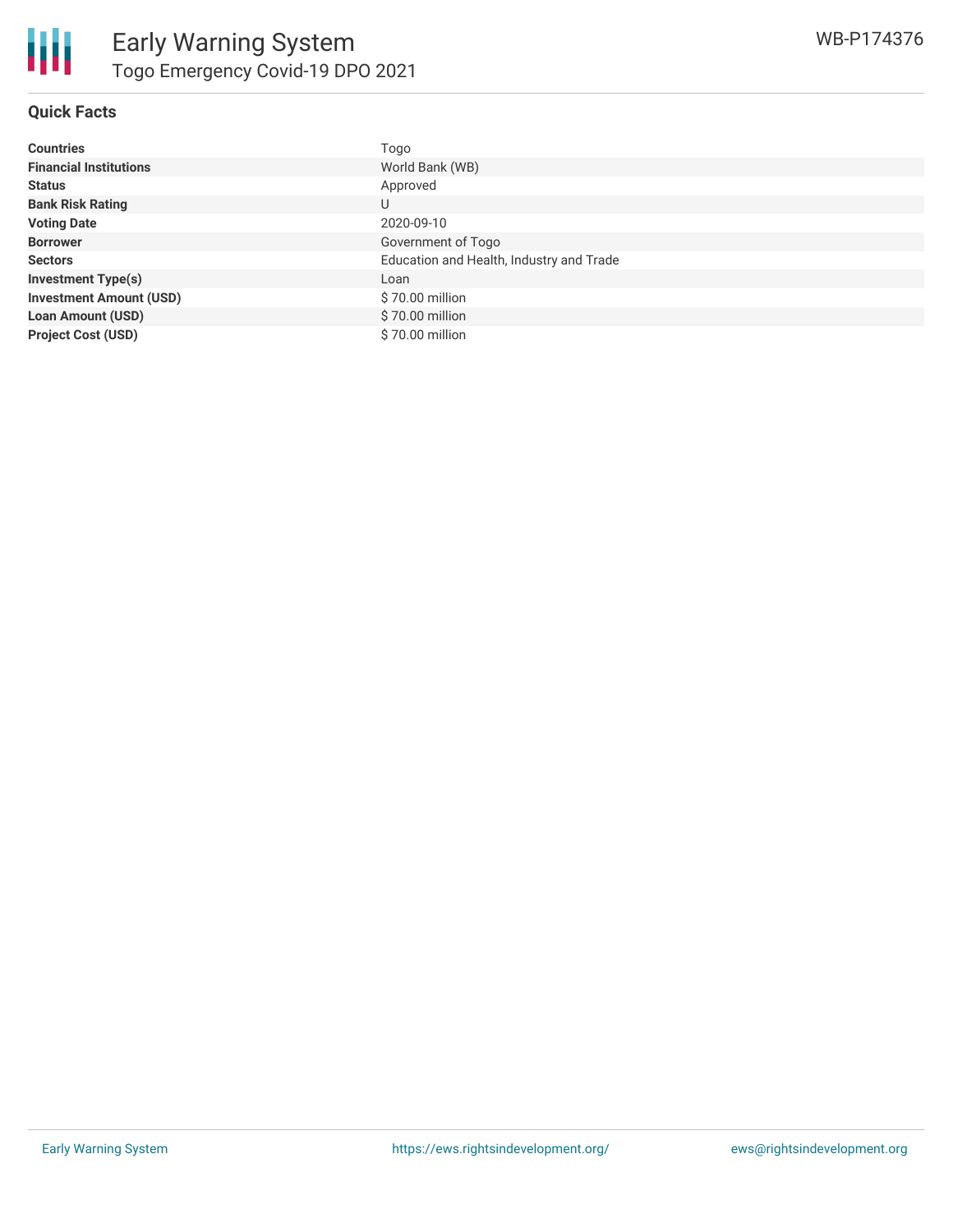## Quick Facts

| | |
|---|---|
| **Countries** | Togo |
| **Financial Institutions** | World Bank (WB) |
| **Status** | Approved |
| **Bank Risk Rating** | U |
| **Voting Date** | 2020-09-10 |
| **Borrower** | Government of Togo |
| **Sectors** | Education and Health, Industry and Trade |
| **Investment Type(s)** | Loan |
| **Investment Amount (USD)** | $ 70.00 million |
| **Loan Amount (USD)** | $ 70.00 million |
| **Project Cost (USD)** | $ 70.00 million |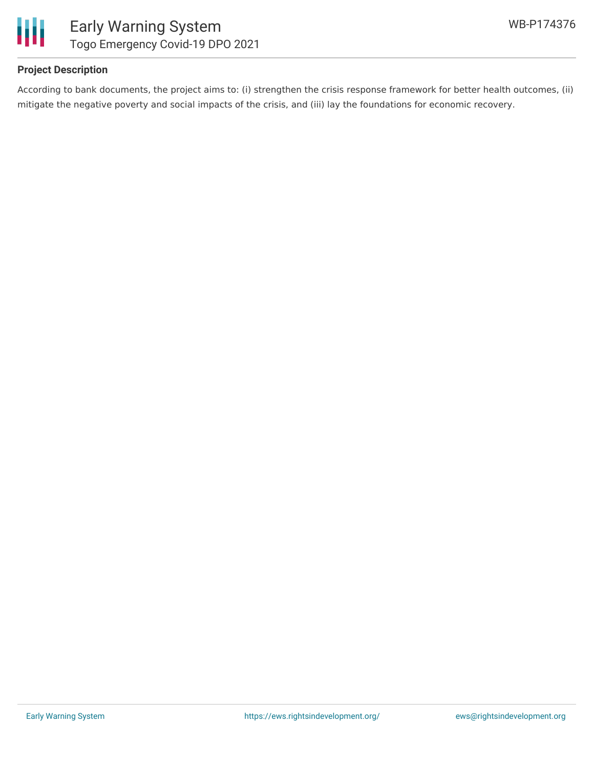## Project Description

According to bank documents, the project aims to: (i) strengthen the crisis response framework for better health outcomes, (ii) mitigate the negative poverty and social impacts of the crisis, and (iii) lay the foundations for economic recovery.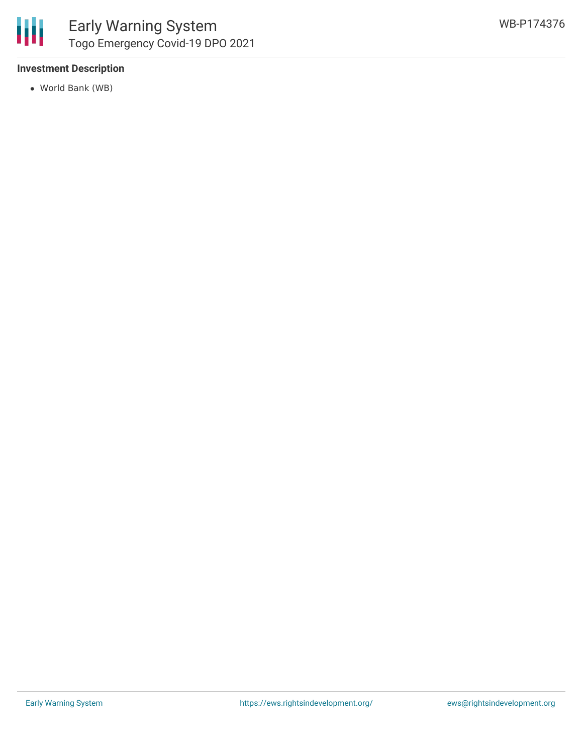**Investment Description**

- World Bank (WB)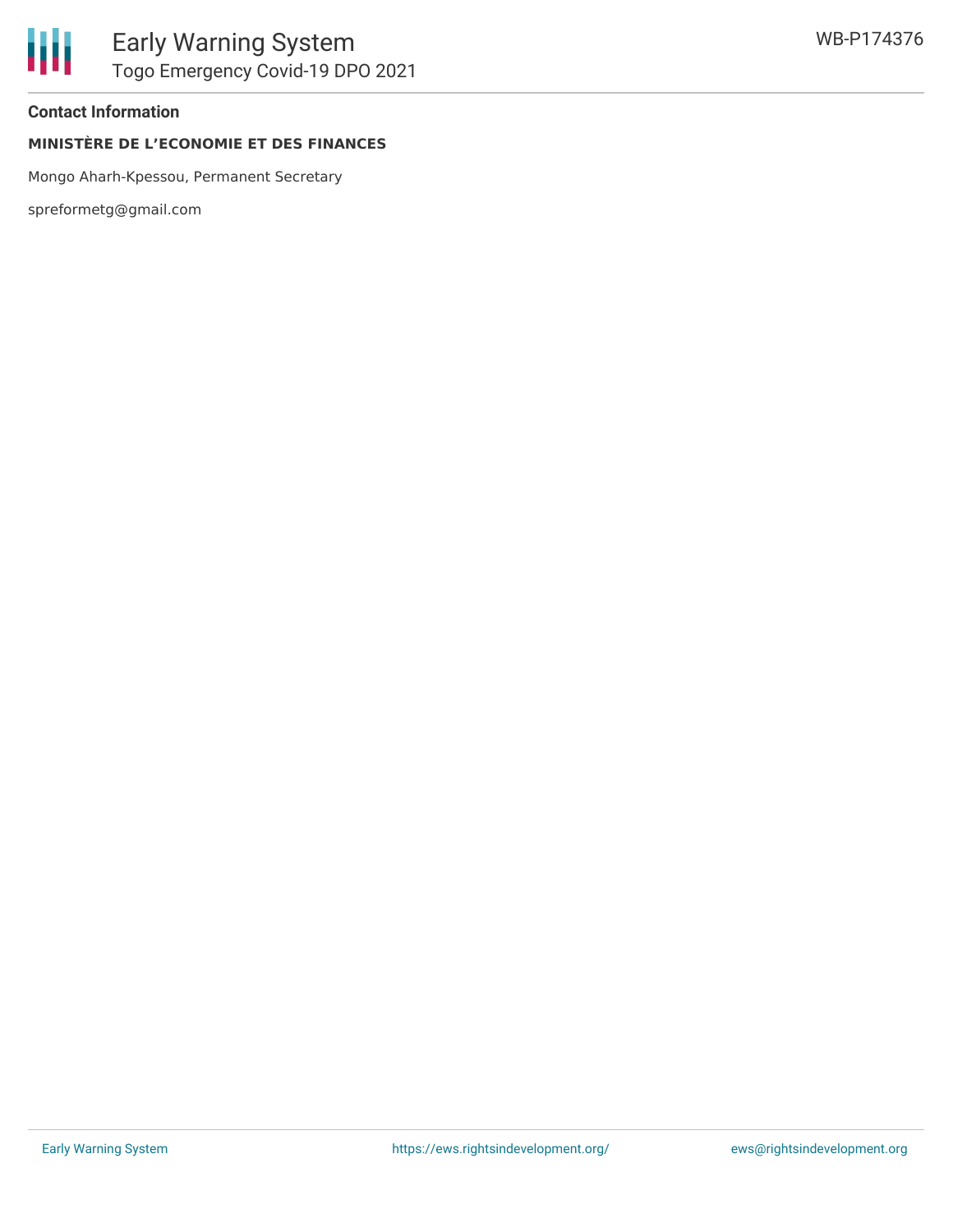**Contact Information**

**MINISTÈRE DE L'ECONOMIE ET DES FINANCES**

Mongo Aharh-Kpessou, Permanent Secretary

spreformetg@gmail.com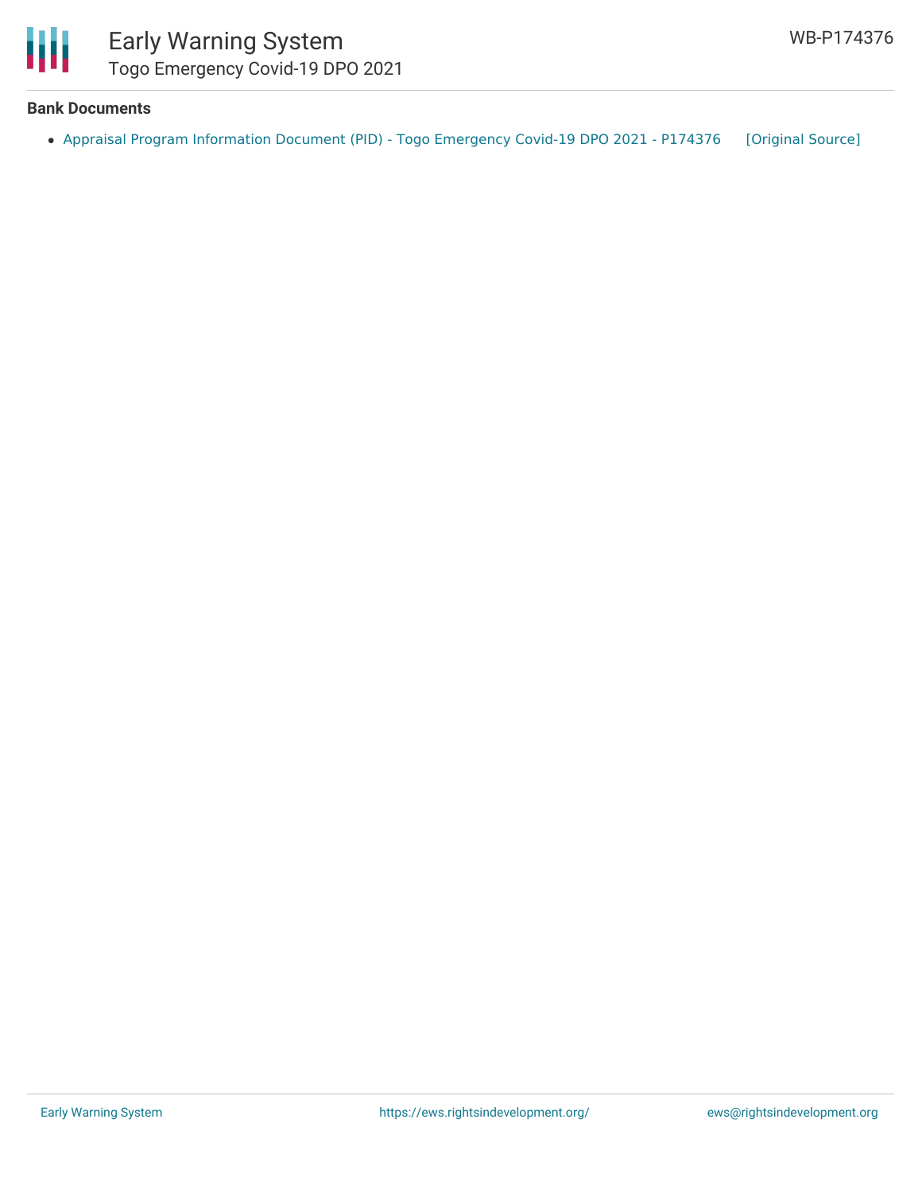**Bank Documents**

- Appraisal Program Information Document (PID) - Togo Emergency Covid-19 DPO 2021 - P174376 [Original Source]